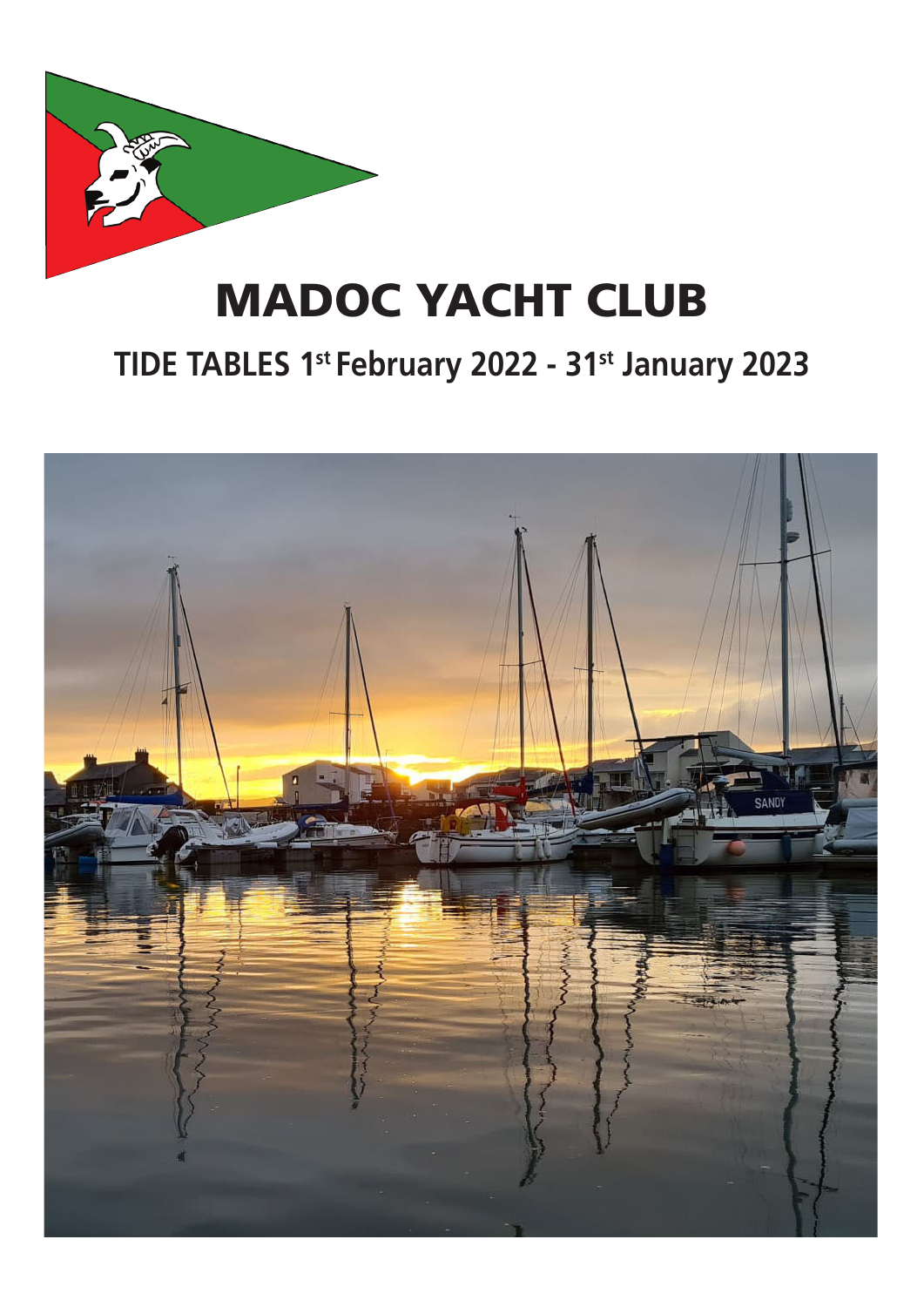# MADOC YACHT CLUB

## TIDE TABLES 1st February 2022 - 31st January 2023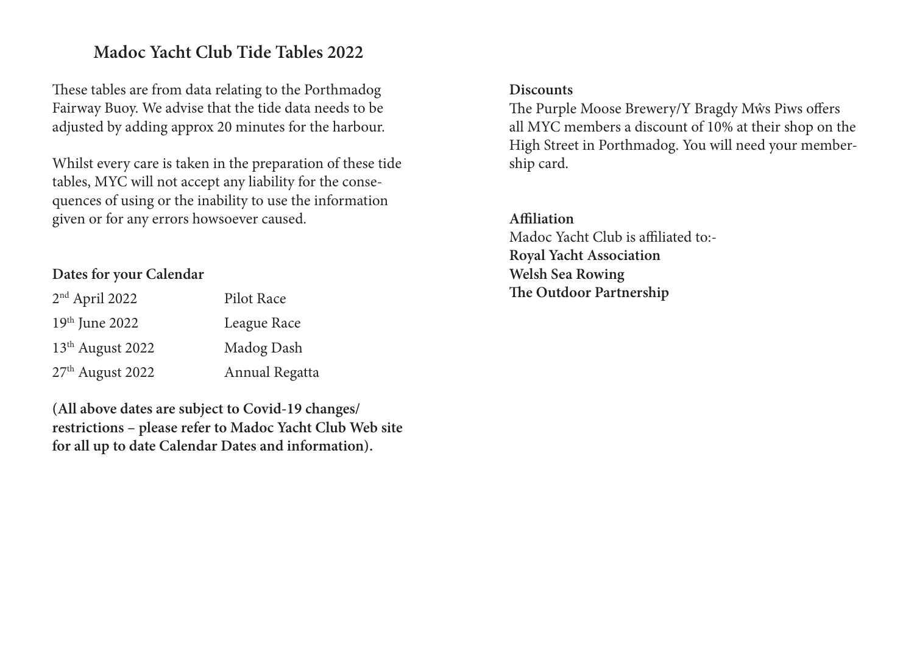# Madoc Yacht Club Tide Tables 2022

These tables are from data relating to the Porthmadog Fairway Buoy. We advise that the tide data needs to be adjusted by adding approx 20 minutes for the harbour.

Whilst every care is taken in the preparation of these tide tables, MYC will not accept any liability for the consequences of using or the inability to use the information given or for any errors howsoever caused.

**Dates for your Calendar**

| | |
|---|---|
| 2nd April 2022 | Pilot Race |
| 19th June 2022 | League Race |
| 13th August 2022 | Madog Dash |
| 27th August 2022 | Annual Regatta |

**(All above dates are subject to Covid-19 changes/ restrictions – please refer to Madoc Yacht Club Web site for all up to date Calendar Dates and information).**

**Discounts**

The Purple Moose Brewery/Y Bragdy Mŵs Piws offers all MYC members a discount of 10% at their shop on the High Street in Porthmadog. You will need your membership card.

**Affiliation**

Madoc Yacht Club is affiliated to:-

**Royal Yacht Association**
**Welsh Sea Rowing**
**The Outdoor Partnership**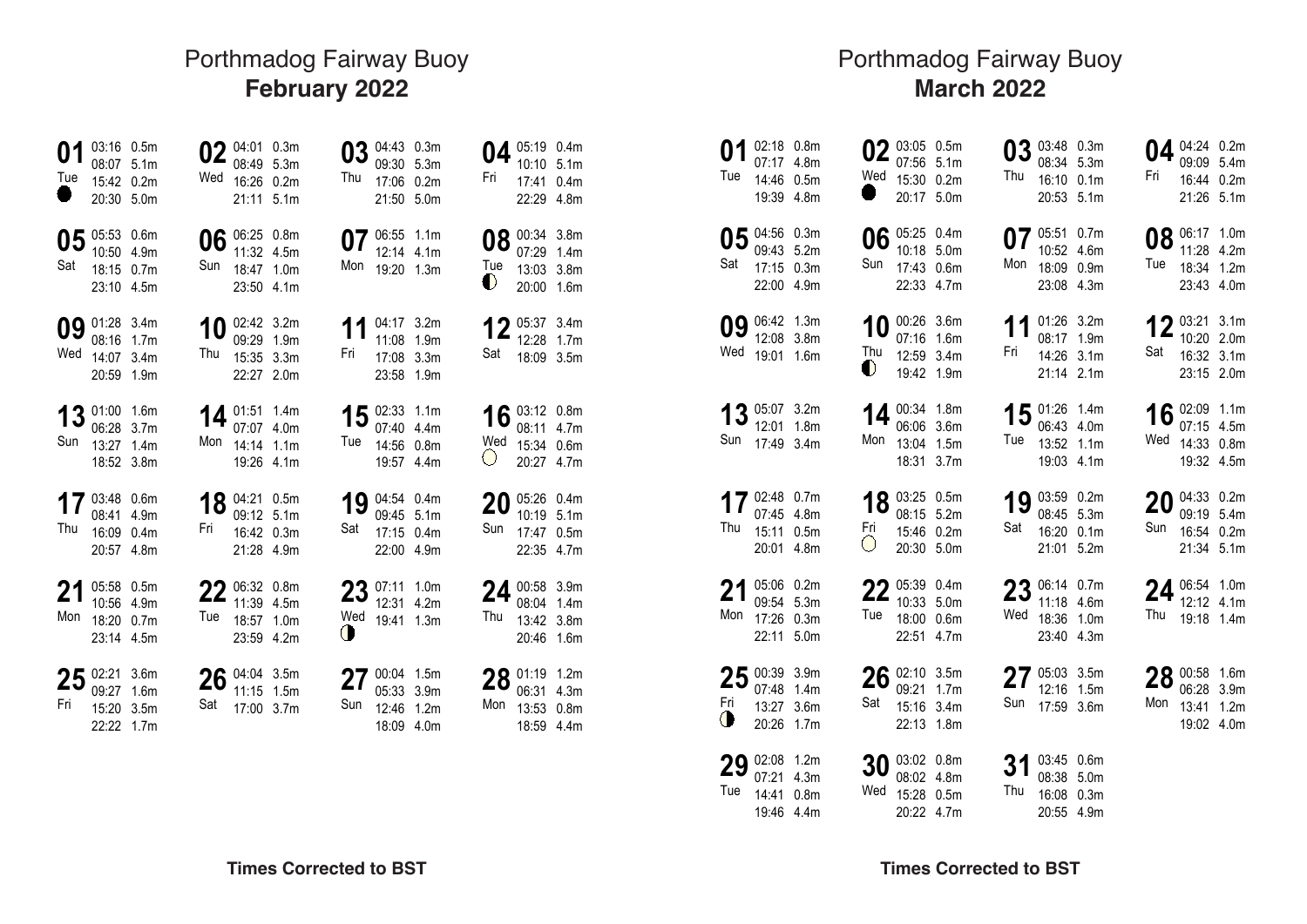# Porthmadog Fairway Buoy

## February 2022

| Date | Day | Moon | Time | Height |
|---|---|---|---|---|
| 01 | Tue | ● | 03:16 | 0.5m |
| | | | 08:07 | 5.1m |
| | | | 15:42 | 0.2m |
| | | | 20:30 | 5.0m |
| 02 | Wed | | 04:01 | 0.3m |
| | | | 08:49 | 5.3m |
| | | | 16:26 | 0.2m |
| | | | 21:11 | 5.1m |
| 03 | Thu | | 04:43 | 0.3m |
| | | | 09:30 | 5.3m |
| | | | 17:06 | 0.2m |
| | | | 21:50 | 5.0m |
| 04 | Fri | | 05:19 | 0.4m |
| | | | 10:10 | 5.1m |
| | | | 17:41 | 0.4m |
| | | | 22:29 | 4.8m |
| 05 | Sat | | 05:53 | 0.6m |
| | | | 10:50 | 4.9m |
| | | | 18:15 | 0.7m |
| | | | 23:10 | 4.5m |
| 06 | Sun | | 06:25 | 0.8m |
| | | | 11:32 | 4.5m |
| | | | 18:47 | 1.0m |
| | | | 23:50 | 4.1m |
| 07 | Mon | | 06:55 | 1.1m |
| | | | 12:14 | 4.1m |
| | | | 19:20 | 1.3m |
| 08 | Tue | ◐ | 00:34 | 3.8m |
| | | | 07:29 | 1.4m |
| | | | 13:03 | 3.8m |
| | | | 20:00 | 1.6m |
| 09 | Wed | | 01:28 | 3.4m |
| | | | 08:16 | 1.7m |
| | | | 14:07 | 3.4m |
| | | | 20:59 | 1.9m |
| 10 | Thu | | 02:42 | 3.2m |
| | | | 09:29 | 1.9m |
| | | | 15:35 | 3.3m |
| | | | 22:27 | 2.0m |
| 11 | Fri | | 04:17 | 3.2m |
| | | | 11:08 | 1.9m |
| | | | 17:08 | 3.3m |
| | | | 23:58 | 1.9m |
| 12 | Sat | | 05:37 | 3.4m |
| | | | 12:28 | 1.7m |
| | | | 18:09 | 3.5m |
| 13 | Sun | | 01:00 | 1.6m |
| | | | 06:28 | 3.7m |
| | | | 13:27 | 1.4m |
| | | | 18:52 | 3.8m |
| 14 | Mon | | 01:51 | 1.4m |
| | | | 07:07 | 4.0m |
| | | | 14:14 | 1.1m |
| | | | 19:26 | 4.1m |
| 15 | Tue | | 02:33 | 1.1m |
| | | | 07:40 | 4.4m |
| | | | 14:56 | 0.8m |
| | | | 19:57 | 4.4m |
| 16 | Wed | ○ | 03:12 | 0.8m |
| | | | 08:11 | 4.7m |
| | | | 15:34 | 0.6m |
| | | | 20:27 | 4.7m |
| 17 | Thu | | 03:48 | 0.6m |
| | | | 08:41 | 4.9m |
| | | | 16:09 | 0.4m |
| | | | 20:57 | 4.8m |
| 18 | Fri | | 04:21 | 0.5m |
| | | | 09:12 | 5.1m |
| | | | 16:42 | 0.3m |
| | | | 21:28 | 4.9m |
| 19 | Sat | | 04:54 | 0.4m |
| | | | 09:45 | 5.1m |
| | | | 17:15 | 0.4m |
| | | | 22:00 | 4.9m |
| 20 | Sun | | 05:26 | 0.4m |
| | | | 10:19 | 5.1m |
| | | | 17:47 | 0.5m |
| | | | 22:35 | 4.7m |
| 21 | Mon | | 05:58 | 0.5m |
| | | | 10:56 | 4.9m |
| | | | 18:20 | 0.7m |
| | | | 23:14 | 4.5m |
| 22 | Tue | | 06:32 | 0.8m |
| | | | 11:39 | 4.5m |
| | | | 18:57 | 1.0m |
| | | | 23:59 | 4.2m |
| 23 | Wed | ◑ | 07:11 | 1.0m |
| | | | 12:31 | 4.2m |
| | | | 19:41 | 1.3m |
| 24 | Thu | | 00:58 | 3.9m |
| | | | 08:04 | 1.4m |
| | | | 13:42 | 3.8m |
| | | | 20:46 | 1.6m |
| 25 | Fri | | 02:21 | 3.6m |
| | | | 09:27 | 1.6m |
| | | | 15:20 | 3.5m |
| | | | 22:22 | 1.7m |
| 26 | Sat | | 04:04 | 3.5m |
| | | | 11:15 | 1.5m |
| | | | 17:00 | 3.7m |
| 27 | Sun | | 00:04 | 1.5m |
| | | | 05:33 | 3.9m |
| | | | 12:46 | 1.2m |
| | | | 18:09 | 4.0m |
| 28 | Mon | | 01:19 | 1.2m |
| | | | 06:31 | 4.3m |
| | | | 13:53 | 0.8m |
| | | | 18:59 | 4.4m |

**Times Corrected to BST**

# Porthmadog Fairway Buoy

## March 2022

| Date | Day | Moon | Time | Height |
|---|---|---|---|---|
| 01 | Tue | | 02:18 | 0.8m |
| | | | 07:17 | 4.8m |
| | | | 14:46 | 0.5m |
| | | | 19:39 | 4.8m |
| 02 | Wed | ● | 03:05 | 0.5m |
| | | | 07:56 | 5.1m |
| | | | 15:30 | 0.2m |
| | | | 20:17 | 5.0m |
| 03 | Thu | | 03:48 | 0.3m |
| | | | 08:34 | 5.3m |
| | | | 16:10 | 0.1m |
| | | | 20:53 | 5.1m |
| 04 | Fri | | 04:24 | 0.2m |
| | | | 09:09 | 5.4m |
| | | | 16:44 | 0.2m |
| | | | 21:26 | 5.1m |
| 05 | Sat | | 04:56 | 0.3m |
| | | | 09:43 | 5.2m |
| | | | 17:15 | 0.3m |
| | | | 22:00 | 4.9m |
| 06 | Sun | | 05:25 | 0.4m |
| | | | 10:18 | 5.0m |
| | | | 17:43 | 0.6m |
| | | | 22:33 | 4.7m |
| 07 | Mon | | 05:51 | 0.7m |
| | | | 10:52 | 4.6m |
| | | | 18:09 | 0.9m |
| | | | 23:08 | 4.3m |
| 08 | Tue | | 06:17 | 1.0m |
| | | | 11:28 | 4.2m |
| | | | 18:34 | 1.2m |
| | | | 23:43 | 4.0m |
| 09 | Wed | | 06:42 | 1.3m |
| | | | 12:08 | 3.8m |
| | | | 19:01 | 1.6m |
| 10 | Thu | ◐ | 00:26 | 3.6m |
| | | | 07:16 | 1.6m |
| | | | 12:59 | 3.4m |
| | | | 19:42 | 1.9m |
| 11 | Fri | | 01:26 | 3.2m |
| | | | 08:17 | 1.9m |
| | | | 14:26 | 3.1m |
| | | | 21:14 | 2.1m |
| 12 | Sat | | 03:21 | 3.1m |
| | | | 10:20 | 2.0m |
| | | | 16:32 | 3.1m |
| | | | 23:15 | 2.0m |
| 13 | Sun | | 05:07 | 3.2m |
| | | | 12:01 | 1.8m |
| | | | 17:49 | 3.4m |
| 14 | Mon | | 00:34 | 1.8m |
| | | | 06:06 | 3.6m |
| | | | 13:04 | 1.5m |
| | | | 18:31 | 3.7m |
| 15 | Tue | | 01:26 | 1.4m |
| | | | 06:43 | 4.0m |
| | | | 13:52 | 1.1m |
| | | | 19:03 | 4.1m |
| 16 | Wed | | 02:09 | 1.1m |
| | | | 07:15 | 4.5m |
| | | | 14:33 | 0.8m |
| | | | 19:32 | 4.5m |
| 17 | Thu | | 02:48 | 0.7m |
| | | | 07:45 | 4.8m |
| | | | 15:11 | 0.5m |
| | | | 20:01 | 4.8m |
| 18 | Fri | ○ | 03:25 | 0.5m |
| | | | 08:15 | 5.2m |
| | | | 15:46 | 0.2m |
| | | | 20:30 | 5.0m |
| 19 | Sat | | 03:59 | 0.2m |
| | | | 08:45 | 5.3m |
| | | | 16:20 | 0.1m |
| | | | 21:01 | 5.2m |
| 20 | Sun | | 04:33 | 0.2m |
| | | | 09:19 | 5.4m |
| | | | 16:54 | 0.2m |
| | | | 21:34 | 5.1m |
| 21 | Mon | | 05:06 | 0.2m |
| | | | 09:54 | 5.3m |
| | | | 17:26 | 0.3m |
| | | | 22:11 | 5.0m |
| 22 | Tue | | 05:39 | 0.4m |
| | | | 10:33 | 5.0m |
| | | | 18:00 | 0.6m |
| | | | 22:51 | 4.7m |
| 23 | Wed | | 06:14 | 0.7m |
| | | | 11:18 | 4.6m |
| | | | 18:36 | 1.0m |
| | | | 23:40 | 4.3m |
| 24 | Thu | | 06:54 | 1.0m |
| | | | 12:12 | 4.1m |
| | | | 19:18 | 1.4m |
| 25 | Fri | ◑ | 00:39 | 3.9m |
| | | | 07:48 | 1.4m |
| | | | 13:27 | 3.6m |
| | | | 20:26 | 1.7m |
| 26 | Sat | | 02:10 | 3.5m |
| | | | 09:21 | 1.7m |
| | | | 15:16 | 3.4m |
| | | | 22:13 | 1.8m |
| 27 | Sun | | 05:03 | 3.5m |
| | | | 12:16 | 1.5m |
| | | | 17:59 | 3.6m |
| 28 | Mon | | 00:58 | 1.6m |
| | | | 06:28 | 3.9m |
| | | | 13:41 | 1.2m |
| | | | 19:02 | 4.0m |
| 29 | Tue | | 02:08 | 1.2m |
| | | | 07:21 | 4.3m |
| | | | 14:41 | 0.8m |
| | | | 19:46 | 4.4m |
| 30 | Wed | | 03:02 | 0.8m |
| | | | 08:02 | 4.8m |
| | | | 15:28 | 0.5m |
| | | | 20:22 | 4.7m |
| 31 | Thu | | 03:45 | 0.6m |
| | | | 08:38 | 5.0m |
| | | | 16:08 | 0.3m |
| | | | 20:55 | 4.9m |

**Times Corrected to BST**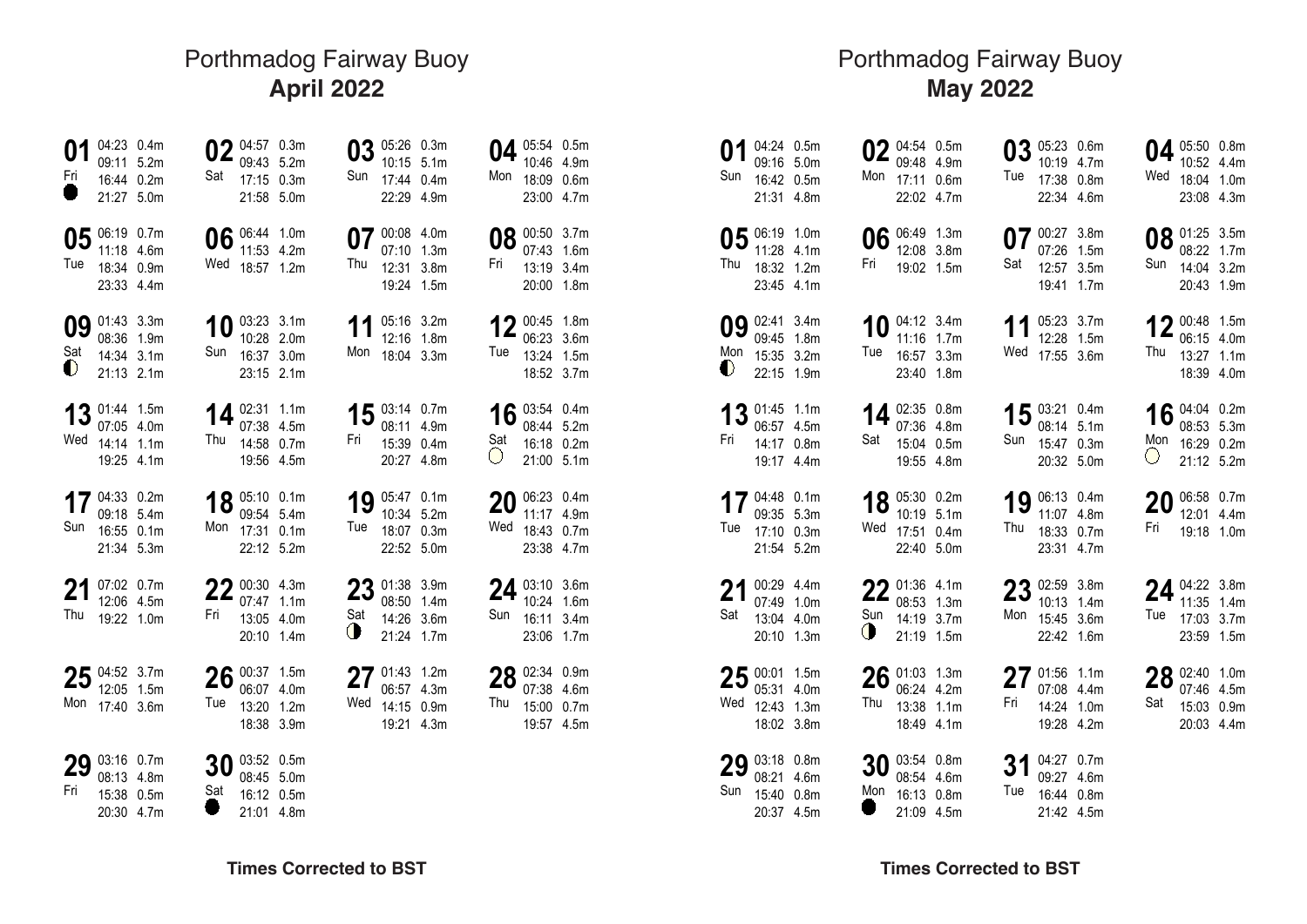# Porthmadog Fairway Buoy

## April 2022

| Date | Day | Moon | Time | Height |
|---|---|---|---|---|
| 01 | Fri | ● | 04:23 | 0.4m |
| | | | 09:11 | 5.2m |
| | | | 16:44 | 0.2m |
| | | | 21:27 | 5.0m |
| 02 | Sat | | 04:57 | 0.3m |
| | | | 09:43 | 5.2m |
| | | | 17:15 | 0.3m |
| | | | 21:58 | 5.0m |
| 03 | Sun | | 05:26 | 0.3m |
| | | | 10:15 | 5.1m |
| | | | 17:44 | 0.4m |
| | | | 22:29 | 4.9m |
| 04 | Mon | | 05:54 | 0.5m |
| | | | 10:46 | 4.9m |
| | | | 18:09 | 0.6m |
| | | | 23:00 | 4.7m |
| 05 | Tue | | 06:19 | 0.7m |
| | | | 11:18 | 4.6m |
| | | | 18:34 | 0.9m |
| | | | 23:33 | 4.4m |
| 06 | Wed | | 06:44 | 1.0m |
| | | | 11:53 | 4.2m |
| | | | 18:57 | 1.2m |
| 07 | Thu | | 00:08 | 4.0m |
| | | | 07:10 | 1.3m |
| | | | 12:31 | 3.8m |
| | | | 19:24 | 1.5m |
| 08 | Fri | | 00:50 | 3.7m |
| | | | 07:43 | 1.6m |
| | | | 13:19 | 3.4m |
| | | | 20:00 | 1.8m |
| 09 | Sat | ◐ | 01:43 | 3.3m |
| | | | 08:36 | 1.9m |
| | | | 14:34 | 3.1m |
| | | | 21:13 | 2.1m |
| 10 | Sun | | 03:23 | 3.1m |
| | | | 10:28 | 2.0m |
| | | | 16:37 | 3.0m |
| | | | 23:15 | 2.1m |
| 11 | Mon | | 05:16 | 3.2m |
| | | | 12:16 | 1.8m |
| | | | 18:04 | 3.3m |
| 12 | Tue | | 00:45 | 1.8m |
| | | | 06:23 | 3.6m |
| | | | 13:24 | 1.5m |
| | | | 18:52 | 3.7m |
| 13 | Wed | | 01:44 | 1.5m |
| | | | 07:05 | 4.0m |
| | | | 14:14 | 1.1m |
| | | | 19:25 | 4.1m |
| 14 | Thu | | 02:31 | 1.1m |
| | | | 07:38 | 4.5m |
| | | | 14:58 | 0.7m |
| | | | 19:56 | 4.5m |
| 15 | Fri | | 03:14 | 0.7m |
| | | | 08:11 | 4.9m |
| | | | 15:39 | 0.4m |
| | | | 20:27 | 4.8m |
| 16 | Sat | ○ | 03:54 | 0.4m |
| | | | 08:44 | 5.2m |
| | | | 16:18 | 0.2m |
| | | | 21:00 | 5.1m |
| 17 | Sun | | 04:33 | 0.2m |
| | | | 09:18 | 5.4m |
| | | | 16:55 | 0.1m |
| | | | 21:34 | 5.3m |
| 18 | Mon | | 05:10 | 0.1m |
| | | | 09:54 | 5.4m |
| | | | 17:31 | 0.1m |
| | | | 22:12 | 5.2m |
| 19 | Tue | | 05:47 | 0.1m |
| | | | 10:34 | 5.2m |
| | | | 18:07 | 0.3m |
| | | | 22:52 | 5.0m |
| 20 | Wed | | 06:23 | 0.4m |
| | | | 11:17 | 4.9m |
| | | | 18:43 | 0.7m |
| | | | 23:38 | 4.7m |
| 21 | Thu | | 07:02 | 0.7m |
| | | | 12:06 | 4.5m |
| | | | 19:22 | 1.0m |
| 22 | Fri | | 00:30 | 4.3m |
| | | | 07:47 | 1.1m |
| | | | 13:05 | 4.0m |
| | | | 20:10 | 1.4m |
| 23 | Sat | ◑ | 01:38 | 3.9m |
| | | | 08:50 | 1.4m |
| | | | 14:26 | 3.6m |
| | | | 21:24 | 1.7m |
| 24 | Sun | | 03:10 | 3.6m |
| | | | 10:24 | 1.6m |
| | | | 16:11 | 3.4m |
| | | | 23:06 | 1.7m |
| 25 | Mon | | 04:52 | 3.7m |
| | | | 12:05 | 1.5m |
| | | | 17:40 | 3.6m |
| 26 | Tue | | 00:37 | 1.5m |
| | | | 06:07 | 4.0m |
| | | | 13:20 | 1.2m |
| | | | 18:38 | 3.9m |
| 27 | Wed | | 01:43 | 1.2m |
| | | | 06:57 | 4.3m |
| | | | 14:15 | 0.9m |
| | | | 19:21 | 4.3m |
| 28 | Thu | | 02:34 | 0.9m |
| | | | 07:38 | 4.6m |
| | | | 15:00 | 0.7m |
| | | | 19:57 | 4.5m |
| 29 | Fri | | 03:16 | 0.7m |
| | | | 08:13 | 4.8m |
| | | | 15:38 | 0.5m |
| | | | 20:30 | 4.7m |
| 30 | Sat | ● | 03:52 | 0.5m |
| | | | 08:45 | 5.0m |
| | | | 16:12 | 0.5m |
| | | | 21:01 | 4.8m |

**Times Corrected to BST**

# Porthmadog Fairway Buoy

## May 2022

| Date | Day | Moon | Time | Height |
|---|---|---|---|---|
| 01 | Sun | | 04:24 | 0.5m |
| | | | 09:16 | 5.0m |
| | | | 16:42 | 0.5m |
| | | | 21:31 | 4.8m |
| 02 | Mon | | 04:54 | 0.5m |
| | | | 09:48 | 4.9m |
| | | | 17:11 | 0.6m |
| | | | 22:02 | 4.7m |
| 03 | Tue | | 05:23 | 0.6m |
| | | | 10:19 | 4.7m |
| | | | 17:38 | 0.8m |
| | | | 22:34 | 4.6m |
| 04 | Wed | | 05:50 | 0.8m |
| | | | 10:52 | 4.4m |
| | | | 18:04 | 1.0m |
| | | | 23:08 | 4.3m |
| 05 | Thu | | 06:19 | 1.0m |
| | | | 11:28 | 4.1m |
| | | | 18:32 | 1.2m |
| | | | 23:45 | 4.1m |
| 06 | Fri | | 06:49 | 1.3m |
| | | | 12:08 | 3.8m |
| | | | 19:02 | 1.5m |
| 07 | Sat | | 00:27 | 3.8m |
| | | | 07:26 | 1.5m |
| | | | 12:57 | 3.5m |
| | | | 19:41 | 1.7m |
| 08 | Sun | | 01:25 | 3.5m |
| | | | 08:22 | 1.7m |
| | | | 14:04 | 3.2m |
| | | | 20:43 | 1.9m |
| 09 | Mon | ◐ | 02:41 | 3.4m |
| | | | 09:45 | 1.8m |
| | | | 15:35 | 3.2m |
| | | | 22:15 | 1.9m |
| 10 | Tue | | 04:12 | 3.4m |
| | | | 11:16 | 1.7m |
| | | | 16:57 | 3.3m |
| | | | 23:40 | 1.8m |
| 11 | Wed | | 05:23 | 3.7m |
| | | | 12:28 | 1.5m |
| | | | 17:55 | 3.6m |
| 12 | Thu | | 00:48 | 1.5m |
| | | | 06:15 | 4.0m |
| | | | 13:27 | 1.1m |
| | | | 18:39 | 4.0m |
| 13 | Fri | | 01:45 | 1.1m |
| | | | 06:57 | 4.5m |
| | | | 14:17 | 0.8m |
| | | | 19:17 | 4.4m |
| 14 | Sat | | 02:35 | 0.8m |
| | | | 07:36 | 4.8m |
| | | | 15:04 | 0.5m |
| | | | 19:55 | 4.8m |
| 15 | Sun | | 03:21 | 0.4m |
| | | | 08:14 | 5.1m |
| | | | 15:47 | 0.3m |
| | | | 20:32 | 5.0m |
| 16 | Mon | ○ | 04:04 | 0.2m |
| | | | 08:53 | 5.3m |
| | | | 16:29 | 0.2m |
| | | | 21:12 | 5.2m |
| 17 | Tue | | 04:48 | 0.1m |
| | | | 09:35 | 5.3m |
| | | | 17:10 | 0.3m |
| | | | 21:54 | 5.2m |
| 18 | Wed | | 05:30 | 0.2m |
| | | | 10:19 | 5.1m |
| | | | 17:51 | 0.4m |
| | | | 22:40 | 5.0m |
| 19 | Thu | | 06:13 | 0.4m |
| | | | 11:07 | 4.8m |
| | | | 18:33 | 0.7m |
| | | | 23:31 | 4.7m |
| 20 | Fri | | 06:58 | 0.7m |
| | | | 12:01 | 4.4m |
| | | | 19:18 | 1.0m |
| 21 | Sat | | 00:29 | 4.4m |
| | | | 07:49 | 1.0m |
| | | | 13:04 | 4.0m |
| | | | 20:10 | 1.3m |
| 22 | Sun | ◑ | 01:36 | 4.1m |
| | | | 08:53 | 1.3m |
| | | | 14:19 | 3.7m |
| | | | 21:19 | 1.5m |
| 23 | Mon | | 02:59 | 3.8m |
| | | | 10:13 | 1.4m |
| | | | 15:45 | 3.6m |
| | | | 22:42 | 1.6m |
| 24 | Tue | | 04:22 | 3.8m |
| | | | 11:35 | 1.4m |
| | | | 17:03 | 3.7m |
| | | | 23:59 | 1.5m |
| 25 | Wed | | 00:01 | 1.5m |
| | | | 05:31 | 4.0m |
| | | | 12:43 | 1.3m |
| | | | 18:02 | 3.8m |
| 26 | Thu | | 01:03 | 1.3m |
| | | | 06:24 | 4.2m |
| | | | 13:38 | 1.1m |
| | | | 18:49 | 4.1m |
| 27 | Fri | | 01:56 | 1.1m |
| | | | 07:08 | 4.4m |
| | | | 14:24 | 1.0m |
| | | | 19:28 | 4.2m |
| 28 | Sat | | 02:40 | 1.0m |
| | | | 07:46 | 4.5m |
| | | | 15:03 | 0.9m |
| | | | 20:03 | 4.4m |
| 29 | Sun | | 03:18 | 0.8m |
| | | | 08:21 | 4.6m |
| | | | 15:40 | 0.8m |
| | | | 20:37 | 4.5m |
| 30 | Mon | ● | 03:54 | 0.8m |
| | | | 08:54 | 4.6m |
| | | | 16:13 | 0.8m |
| | | | 21:09 | 4.5m |
| 31 | Tue | | 04:27 | 0.7m |
| | | | 09:27 | 4.6m |
| | | | 16:44 | 0.8m |
| | | | 21:42 | 4.5m |

**Times Corrected to BST**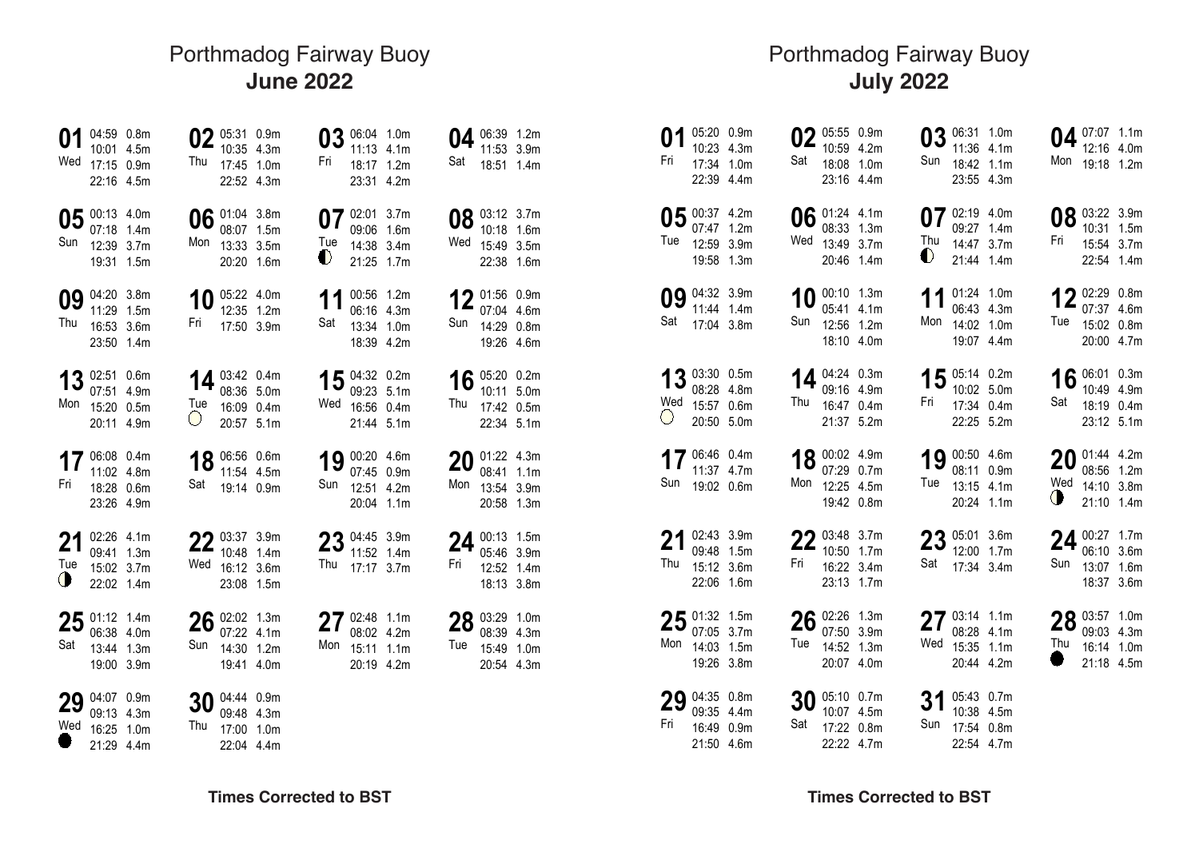## Porthmadog Fairway Buoy

### June 2022

| Date | Day | Moon | Times & Heights |
|---|---|---|---|
| 01 | Wed | | 04:59 0.8m, 10:01 4.5m, 17:15 0.9m, 22:16 4.5m |
| 02 | Thu | | 05:31 0.9m, 10:35 4.3m, 17:45 1.0m, 22:52 4.3m |
| 03 | Fri | | 06:04 1.0m, 11:13 4.1m, 18:17 1.2m, 23:31 4.2m |
| 04 | Sat | | 06:39 1.2m, 11:53 3.9m, 18:51 1.4m |
| 05 | Sun | | 00:13 4.0m, 07:18 1.4m, 12:39 3.7m, 19:31 1.5m |
| 06 | Mon | | 01:04 3.8m, 08:07 1.5m, 13:33 3.5m, 20:20 1.6m |
| 07 | Tue | ◐ | 02:01 3.7m, 09:06 1.6m, 14:38 3.4m, 21:25 1.7m |
| 08 | Wed | | 03:12 3.7m, 10:18 1.6m, 15:49 3.5m, 22:38 1.6m |
| 09 | Thu | | 04:20 3.8m, 11:29 1.5m, 16:53 3.6m, 23:50 1.4m |
| 10 | Fri | | 05:22 4.0m, 12:35 1.2m, 17:50 3.9m |
| 11 | Sat | | 00:56 1.2m, 06:16 4.3m, 13:34 1.0m, 18:39 4.2m |
| 12 | Sun | | 01:56 0.9m, 07:04 4.6m, 14:29 0.8m, 19:26 4.6m |
| 13 | Mon | | 02:51 0.6m, 07:51 4.9m, 15:20 0.5m, 20:11 4.9m |
| 14 | Tue | ○ | 03:42 0.4m, 08:36 5.0m, 16:09 0.4m, 20:57 5.1m |
| 15 | Wed | | 04:32 0.2m, 09:23 5.1m, 16:56 0.4m, 21:44 5.1m |
| 16 | Thu | | 05:20 0.2m, 10:11 5.0m, 17:42 0.5m, 22:34 5.1m |
| 17 | Fri | | 06:08 0.4m, 11:02 4.8m, 18:28 0.6m, 23:26 4.9m |
| 18 | Sat | | 06:56 0.6m, 11:54 4.5m, 19:14 0.9m |
| 19 | Sun | | 00:20 4.6m, 07:45 0.9m, 12:51 4.2m, 20:04 1.1m |
| 20 | Mon | | 01:22 4.3m, 08:41 1.1m, 13:54 3.9m, 20:58 1.3m |
| 21 | Tue | ◑ | 02:26 4.1m, 09:41 1.3m, 15:02 3.7m, 22:02 1.4m |
| 22 | Wed | | 03:37 3.9m, 10:48 1.4m, 16:12 3.6m, 23:08 1.5m |
| 23 | Thu | | 04:45 3.9m, 11:52 1.4m, 17:17 3.7m |
| 24 | Fri | | 00:13 1.5m, 05:46 3.9m, 12:52 1.4m, 18:13 3.8m |
| 25 | Sat | | 01:12 1.4m, 06:38 4.0m, 13:44 1.3m, 19:00 3.9m |
| 26 | Sun | | 02:02 1.3m, 07:22 4.1m, 14:30 1.2m, 19:41 4.0m |
| 27 | Mon | | 02:48 1.1m, 08:02 4.2m, 15:11 1.1m, 20:19 4.2m |
| 28 | Tue | | 03:29 1.0m, 08:39 4.3m, 15:49 1.0m, 20:54 4.3m |
| 29 | Wed | ● | 04:07 0.9m, 09:13 4.3m, 16:25 1.0m, 21:29 4.4m |
| 30 | Thu | | 04:44 0.9m, 09:48 4.3m, 17:00 1.0m, 22:04 4.4m |

**Times Corrected to BST**

## Porthmadog Fairway Buoy

### July 2022

| Date | Day | Moon | Times & Heights |
|---|---|---|---|
| 01 | Fri | | 05:20 0.9m, 10:23 4.3m, 17:34 1.0m, 22:39 4.4m |
| 02 | Sat | | 05:55 0.9m, 10:59 4.2m, 18:08 1.0m, 23:16 4.4m |
| 03 | Sun | | 06:31 1.0m, 11:36 4.1m, 18:42 1.1m, 23:55 4.3m |
| 04 | Mon | | 07:07 1.1m, 12:16 4.0m, 19:18 1.2m |
| 05 | Tue | | 00:37 4.2m, 07:47 1.2m, 12:59 3.9m, 19:58 1.3m |
| 06 | Wed | | 01:24 4.1m, 08:33 1.3m, 13:49 3.7m, 20:46 1.4m |
| 07 | Thu | ◐ | 02:19 4.0m, 09:27 1.4m, 14:47 3.7m, 21:44 1.4m |
| 08 | Fri | | 03:22 3.9m, 10:31 1.5m, 15:54 3.7m, 22:54 1.4m |
| 09 | Sat | | 04:32 3.9m, 11:44 1.4m, 17:04 3.8m |
| 10 | Sun | | 00:10 1.3m, 05:41 4.1m, 12:56 1.2m, 18:10 4.0m |
| 11 | Mon | | 01:24 1.0m, 06:43 4.3m, 14:02 1.0m, 19:07 4.4m |
| 12 | Tue | | 02:29 0.8m, 07:37 4.6m, 15:02 0.8m, 20:00 4.7m |
| 13 | Wed | ○ | 03:30 0.5m, 08:28 4.8m, 15:57 0.6m, 20:50 5.0m |
| 14 | Thu | | 04:24 0.3m, 09:16 4.9m, 16:47 0.4m, 21:37 5.2m |
| 15 | Fri | | 05:14 0.2m, 10:02 5.0m, 17:34 0.4m, 22:25 5.2m |
| 16 | Sat | | 06:01 0.3m, 10:49 4.9m, 18:19 0.4m, 23:12 5.1m |
| 17 | Sun | | 06:46 0.4m, 11:37 4.7m, 19:02 0.6m |
| 18 | Mon | | 00:02 4.9m, 07:29 0.7m, 12:25 4.5m, 19:42 0.8m |
| 19 | Tue | | 00:50 4.6m, 08:11 0.9m, 13:15 4.1m, 20:24 1.1m |
| 20 | Wed | ◑ | 01:44 4.2m, 08:56 1.2m, 14:10 3.8m, 21:10 1.4m |
| 21 | Thu | | 02:43 3.9m, 09:48 1.5m, 15:12 3.6m, 22:06 1.6m |
| 22 | Fri | | 03:48 3.7m, 10:50 1.7m, 16:22 3.4m, 23:13 1.7m |
| 23 | Sat | | 05:01 3.6m, 12:00 1.7m, 17:34 3.4m |
| 24 | Sun | | 00:27 1.7m, 06:10 3.6m, 13:07 1.6m, 18:37 3.6m |
| 25 | Mon | | 01:32 1.5m, 07:05 3.7m, 14:03 1.5m, 19:26 3.8m |
| 26 | Tue | | 02:26 1.3m, 07:50 3.9m, 14:52 1.3m, 20:07 4.0m |
| 27 | Wed | | 03:14 1.1m, 08:28 4.1m, 15:35 1.1m, 20:44 4.2m |
| 28 | Thu | ● | 03:57 1.0m, 09:03 4.3m, 16:14 1.0m, 21:18 4.5m |
| 29 | Fri | | 04:35 0.8m, 09:35 4.4m, 16:49 0.9m, 21:50 4.6m |
| 30 | Sat | | 05:10 0.7m, 10:07 4.5m, 17:22 0.8m, 22:22 4.7m |
| 31 | Sun | | 05:43 0.7m, 10:38 4.5m, 17:54 0.8m, 22:54 4.7m |

**Times Corrected to BST**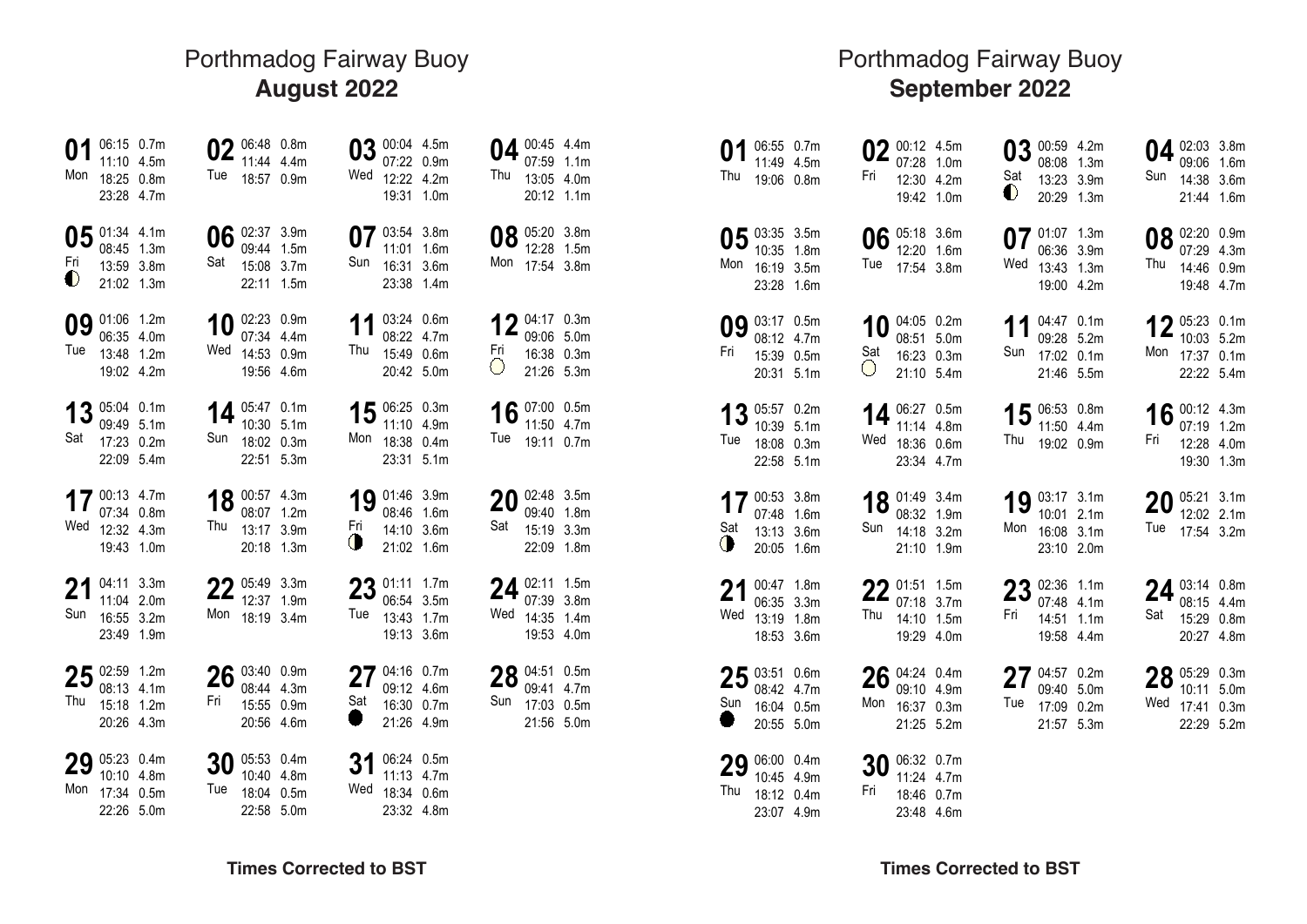## Porthmadog Fairway Buoy
### August 2022

| Date | Day | Times & Heights |
|---|---|---|
| 01 | Mon | 06:15 0.7m, 11:10 4.5m, 18:25 0.8m, 23:28 4.7m |
| 02 | Tue | 06:48 0.8m, 11:44 4.4m, 18:57 0.9m |
| 03 | Wed | 00:04 4.5m, 07:22 0.9m, 12:22 4.2m, 19:31 1.0m |
| 04 | Thu | 00:45 4.4m, 07:59 1.1m, 13:05 4.0m, 20:12 1.1m |
| 05 | Fri ◐ | 01:34 4.1m, 08:45 1.3m, 13:59 3.8m, 21:02 1.3m |
| 06 | Sat | 02:37 3.9m, 09:44 1.5m, 15:08 3.7m, 22:11 1.5m |
| 07 | Sun | 03:54 3.8m, 11:01 1.6m, 16:31 3.6m, 23:38 1.4m |
| 08 | Mon | 05:20 3.8m, 12:28 1.5m, 17:54 3.8m |
| 09 | Tue | 01:06 1.2m, 06:35 4.0m, 13:48 1.2m, 19:02 4.2m |
| 10 | Wed | 02:23 0.9m, 07:34 4.4m, 14:53 0.9m, 19:56 4.6m |
| 11 | Thu | 03:24 0.6m, 08:22 4.7m, 15:49 0.6m, 20:42 5.0m |
| 12 | Fri ○ | 04:17 0.3m, 09:06 5.0m, 16:38 0.3m, 21:26 5.3m |
| 13 | Sat | 05:04 0.1m, 09:49 5.1m, 17:23 0.2m, 22:09 5.4m |
| 14 | Sun | 05:47 0.1m, 10:30 5.1m, 18:02 0.3m, 22:51 5.3m |
| 15 | Mon | 06:25 0.3m, 11:10 4.9m, 18:38 0.4m, 23:31 5.1m |
| 16 | Tue | 07:00 0.5m, 11:50 4.7m, 19:11 0.7m |
| 17 | Wed | 00:13 4.7m, 07:34 0.8m, 12:32 4.3m, 19:43 1.0m |
| 18 | Thu | 00:57 4.3m, 08:07 1.2m, 13:17 3.9m, 20:18 1.3m |
| 19 | Fri ◑ | 01:46 3.9m, 08:46 1.6m, 14:10 3.6m, 21:02 1.6m |
| 20 | Sat | 02:48 3.5m, 09:40 1.8m, 15:19 3.3m, 22:09 1.8m |
| 21 | Sun | 04:11 3.3m, 11:04 2.0m, 16:55 3.2m, 23:49 1.9m |
| 22 | Mon | 05:49 3.3m, 12:37 1.9m, 18:19 3.4m |
| 23 | Tue | 01:11 1.7m, 06:54 3.5m, 13:43 1.7m, 19:13 3.6m |
| 24 | Wed | 02:11 1.5m, 07:39 3.8m, 14:35 1.4m, 19:53 4.0m |
| 25 | Thu | 02:59 1.2m, 08:13 4.1m, 15:18 1.2m, 20:26 4.3m |
| 26 | Fri | 03:40 0.9m, 08:44 4.3m, 15:55 0.9m, 20:56 4.6m |
| 27 | Sat ● | 04:16 0.7m, 09:12 4.6m, 16:30 0.7m, 21:26 4.9m |
| 28 | Sun | 04:51 0.5m, 09:41 4.7m, 17:03 0.5m, 21:56 5.0m |
| 29 | Mon | 05:23 0.4m, 10:10 4.8m, 17:34 0.5m, 22:26 5.0m |
| 30 | Tue | 05:53 0.4m, 10:40 4.8m, 18:04 0.5m, 22:58 5.0m |
| 31 | Wed | 06:24 0.5m, 11:13 4.7m, 18:34 0.6m, 23:32 4.8m |

**Times Corrected to BST**

## Porthmadog Fairway Buoy
### September 2022

| Date | Day | Times & Heights |
|---|---|---|
| 01 | Thu | 06:55 0.7m, 11:49 4.5m, 19:06 0.8m |
| 02 | Fri | 00:12 4.5m, 07:28 1.0m, 12:30 4.2m, 19:42 1.0m |
| 03 | Sat ◐ | 00:59 4.2m, 08:08 1.3m, 13:23 3.9m, 20:29 1.3m |
| 04 | Sun | 02:03 3.8m, 09:06 1.6m, 14:38 3.6m, 21:44 1.6m |
| 05 | Mon | 03:35 3.5m, 10:35 1.8m, 16:19 3.5m, 23:28 1.6m |
| 06 | Tue | 05:18 3.6m, 12:20 1.6m, 17:54 3.8m |
| 07 | Wed | 01:07 1.3m, 06:36 3.9m, 13:43 1.3m, 19:00 4.2m |
| 08 | Thu | 02:20 0.9m, 07:29 4.3m, 14:46 0.9m, 19:48 4.7m |
| 09 | Fri | 03:17 0.5m, 08:12 4.7m, 15:39 0.5m, 20:31 5.1m |
| 10 | Sat ○ | 04:05 0.2m, 08:51 5.0m, 16:23 0.3m, 21:10 5.4m |
| 11 | Sun | 04:47 0.1m, 09:28 5.2m, 17:02 0.1m, 21:46 5.5m |
| 12 | Mon | 05:23 0.1m, 10:03 5.2m, 17:37 0.1m, 22:22 5.4m |
| 13 | Tue | 05:57 0.2m, 10:39 5.1m, 18:08 0.3m, 22:58 5.1m |
| 14 | Wed | 06:27 0.5m, 11:14 4.8m, 18:36 0.6m, 23:34 4.7m |
| 15 | Thu | 06:53 0.8m, 11:50 4.4m, 19:02 0.9m |
| 16 | Fri | 00:12 4.3m, 07:19 1.2m, 12:28 4.0m, 19:30 1.3m |
| 17 | Sat ◑ | 00:53 3.8m, 07:48 1.6m, 13:13 3.6m, 20:05 1.6m |
| 18 | Sun | 01:49 3.4m, 08:32 1.9m, 14:18 3.2m, 21:10 1.9m |
| 19 | Mon | 03:17 3.1m, 10:01 2.1m, 16:08 3.1m, 23:10 2.0m |
| 20 | Tue | 05:21 3.1m, 12:02 2.1m, 17:54 3.2m |
| 21 | Wed | 00:47 1.8m, 06:35 3.3m, 13:19 1.8m, 18:53 3.6m |
| 22 | Thu | 01:51 1.5m, 07:18 3.7m, 14:10 1.5m, 19:29 4.0m |
| 23 | Fri | 02:36 1.1m, 07:48 4.1m, 14:51 1.1m, 19:58 4.4m |
| 24 | Sat | 03:14 0.8m, 08:15 4.4m, 15:29 0.8m, 20:27 4.8m |
| 25 | Sun ● | 03:51 0.6m, 08:42 4.7m, 16:04 0.5m, 20:55 5.0m |
| 26 | Mon | 04:24 0.4m, 09:10 4.9m, 16:37 0.3m, 21:25 5.2m |
| 27 | Tue | 04:57 0.2m, 09:40 5.0m, 17:09 0.2m, 21:57 5.3m |
| 28 | Wed | 05:29 0.3m, 10:11 5.0m, 17:41 0.3m, 22:29 5.2m |
| 29 | Thu | 06:00 0.4m, 10:45 4.9m, 18:12 0.4m, 23:07 4.9m |
| 30 | Fri | 06:32 0.7m, 11:24 4.7m, 18:46 0.7m, 23:48 4.6m |

**Times Corrected to BST**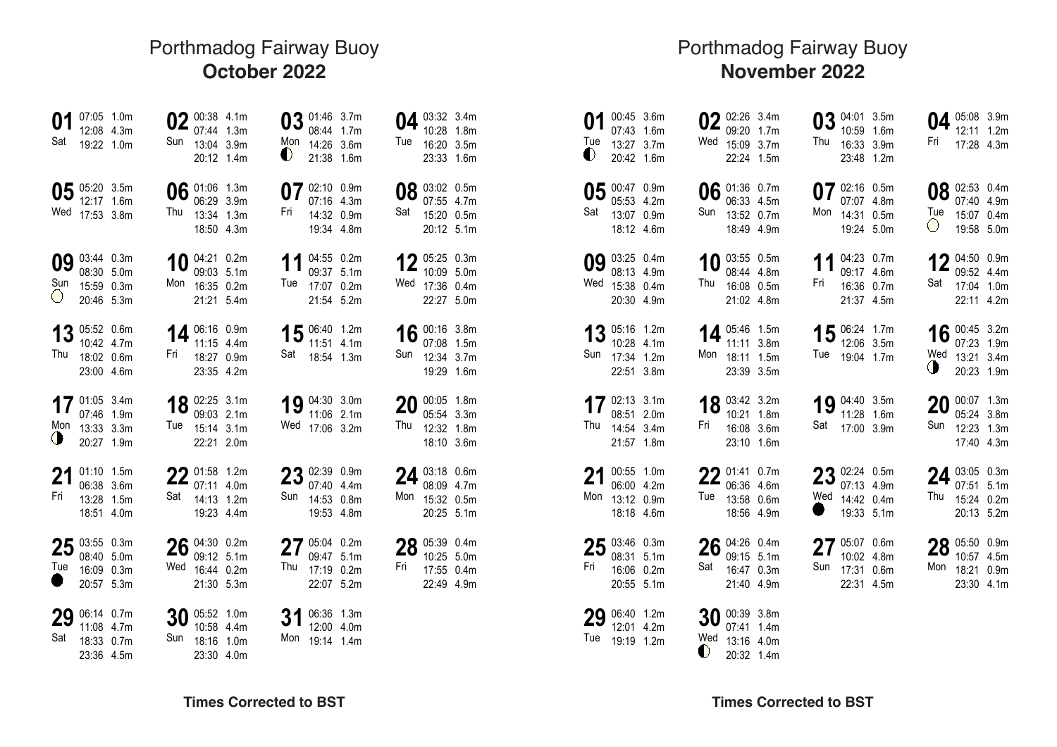# Porthmadog Fairway Buoy
## October 2022

| Date | Day | Moon | Time | Height |
|---|---|---|---|---|
| 01 | Sat | | 07:05 | 1.0m |
| | | | 12:08 | 4.3m |
| | | | 19:22 | 1.0m |
| 02 | Sun | | 00:38 | 4.1m |
| | | | 07:44 | 1.3m |
| | | | 13:04 | 3.9m |
| | | | 20:12 | 1.4m |
| 03 | Mon | ◐ | 01:46 | 3.7m |
| | | | 08:44 | 1.7m |
| | | | 14:26 | 3.6m |
| | | | 21:38 | 1.6m |
| 04 | Tue | | 03:32 | 3.4m |
| | | | 10:28 | 1.8m |
| | | | 16:20 | 3.5m |
| | | | 23:33 | 1.6m |
| 05 | Wed | | 05:20 | 3.5m |
| | | | 12:17 | 1.6m |
| | | | 17:53 | 3.8m |
| 06 | Thu | | 01:06 | 1.3m |
| | | | 06:29 | 3.9m |
| | | | 13:34 | 1.3m |
| | | | 18:50 | 4.3m |
| 07 | Fri | | 02:10 | 0.9m |
| | | | 07:16 | 4.3m |
| | | | 14:32 | 0.9m |
| | | | 19:34 | 4.8m |
| 08 | Sat | | 03:02 | 0.5m |
| | | | 07:55 | 4.7m |
| | | | 15:20 | 0.5m |
| | | | 20:12 | 5.1m |
| 09 | Sun | ○ | 03:44 | 0.3m |
| | | | 08:30 | 5.0m |
| | | | 15:59 | 0.3m |
| | | | 20:46 | 5.3m |
| 10 | Mon | | 04:21 | 0.2m |
| | | | 09:03 | 5.1m |
| | | | 16:35 | 0.2m |
| | | | 21:21 | 5.4m |
| 11 | Tue | | 04:55 | 0.2m |
| | | | 09:37 | 5.1m |
| | | | 17:07 | 0.2m |
| | | | 21:54 | 5.2m |
| 12 | Wed | | 05:25 | 0.3m |
| | | | 10:09 | 5.0m |
| | | | 17:36 | 0.4m |
| | | | 22:27 | 5.0m |
| 13 | Thu | | 05:52 | 0.6m |
| | | | 10:42 | 4.7m |
| | | | 18:02 | 0.6m |
| | | | 23:00 | 4.6m |
| 14 | Fri | | 06:16 | 0.9m |
| | | | 11:15 | 4.4m |
| | | | 18:27 | 0.9m |
| | | | 23:35 | 4.2m |
| 15 | Sat | | 06:40 | 1.2m |
| | | | 11:51 | 4.1m |
| | | | 18:54 | 1.3m |
| 16 | Sun | | 00:16 | 3.8m |
| | | | 07:08 | 1.5m |
| | | | 12:34 | 3.7m |
| | | | 19:29 | 1.6m |
| 17 | Mon | ◑ | 01:05 | 3.4m |
| | | | 07:46 | 1.9m |
| | | | 13:33 | 3.3m |
| | | | 20:27 | 1.9m |
| 18 | Tue | | 02:25 | 3.1m |
| | | | 09:03 | 2.1m |
| | | | 15:14 | 3.1m |
| | | | 22:21 | 2.0m |
| 19 | Wed | | 04:30 | 3.0m |
| | | | 11:06 | 2.1m |
| | | | 17:06 | 3.2m |
| 20 | Thu | | 00:05 | 1.8m |
| | | | 05:54 | 3.3m |
| | | | 12:32 | 1.8m |
| | | | 18:10 | 3.6m |
| 21 | Fri | | 01:10 | 1.5m |
| | | | 06:38 | 3.6m |
| | | | 13:28 | 1.5m |
| | | | 18:51 | 4.0m |
| 22 | Sat | | 01:58 | 1.2m |
| | | | 07:11 | 4.0m |
| | | | 14:13 | 1.2m |
| | | | 19:23 | 4.4m |
| 23 | Sun | | 02:39 | 0.9m |
| | | | 07:40 | 4.4m |
| | | | 14:53 | 0.8m |
| | | | 19:53 | 4.8m |
| 24 | Mon | | 03:18 | 0.6m |
| | | | 08:09 | 4.7m |
| | | | 15:32 | 0.5m |
| | | | 20:25 | 5.1m |
| 25 | Tue | ● | 03:55 | 0.3m |
| | | | 08:40 | 5.0m |
| | | | 16:09 | 0.3m |
| | | | 20:57 | 5.3m |
| 26 | Wed | | 04:30 | 0.2m |
| | | | 09:12 | 5.1m |
| | | | 16:44 | 0.2m |
| | | | 21:30 | 5.3m |
| 27 | Thu | | 05:04 | 0.2m |
| | | | 09:47 | 5.1m |
| | | | 17:19 | 0.2m |
| | | | 22:07 | 5.2m |
| 28 | Fri | | 05:39 | 0.4m |
| | | | 10:25 | 5.0m |
| | | | 17:55 | 0.4m |
| | | | 22:49 | 4.9m |
| 29 | Sat | | 06:14 | 0.7m |
| | | | 11:08 | 4.7m |
| | | | 18:33 | 0.7m |
| | | | 23:36 | 4.5m |
| 30 | Sun | | 05:52 | 1.0m |
| | | | 10:58 | 4.4m |
| | | | 18:16 | 1.0m |
| | | | 23:30 | 4.0m |
| 31 | Mon | | 06:36 | 1.3m |
| | | | 12:00 | 4.0m |
| | | | 19:14 | 1.4m |

**Times Corrected to BST**

# Porthmadog Fairway Buoy
## November 2022

| Date | Day | Moon | Time | Height |
|---|---|---|---|---|
| 01 | Tue | ◐ | 00:45 | 3.6m |
| | | | 07:43 | 1.6m |
| | | | 13:27 | 3.7m |
| | | | 20:42 | 1.6m |
| 02 | Wed | | 02:26 | 3.4m |
| | | | 09:20 | 1.7m |
| | | | 15:09 | 3.7m |
| | | | 22:24 | 1.5m |
| 03 | Thu | | 04:01 | 3.5m |
| | | | 10:59 | 1.6m |
| | | | 16:33 | 3.9m |
| | | | 23:48 | 1.2m |
| 04 | Fri | | 05:08 | 3.9m |
| | | | 12:11 | 1.2m |
| | | | 17:28 | 4.3m |
| 05 | Sat | | 00:47 | 0.9m |
| | | | 05:53 | 4.2m |
| | | | 13:07 | 0.9m |
| | | | 18:12 | 4.6m |
| 06 | Sun | | 01:36 | 0.7m |
| | | | 06:33 | 4.5m |
| | | | 13:52 | 0.7m |
| | | | 18:49 | 4.9m |
| 07 | Mon | | 02:16 | 0.5m |
| | | | 07:07 | 4.8m |
| | | | 14:31 | 0.5m |
| | | | 19:24 | 5.0m |
| 08 | Tue | ○ | 02:53 | 0.4m |
| | | | 07:40 | 4.9m |
| | | | 15:07 | 0.4m |
| | | | 19:58 | 5.0m |
| 09 | Wed | | 03:25 | 0.4m |
| | | | 08:13 | 4.9m |
| | | | 15:38 | 0.4m |
| | | | 20:30 | 4.9m |
| 10 | Thu | | 03:55 | 0.5m |
| | | | 08:44 | 4.8m |
| | | | 16:08 | 0.5m |
| | | | 21:02 | 4.8m |
| 11 | Fri | | 04:23 | 0.7m |
| | | | 09:17 | 4.6m |
| | | | 16:36 | 0.7m |
| | | | 21:37 | 4.5m |
| 12 | Sat | | 04:50 | 0.9m |
| | | | 09:52 | 4.4m |
| | | | 17:04 | 1.0m |
| | | | 22:11 | 4.2m |
| 13 | Sun | | 05:16 | 1.2m |
| | | | 10:28 | 4.1m |
| | | | 17:34 | 1.2m |
| | | | 22:51 | 3.8m |
| 14 | Mon | | 05:46 | 1.5m |
| | | | 11:11 | 3.8m |
| | | | 18:11 | 1.5m |
| | | | 23:39 | 3.5m |
| 15 | Tue | | 06:24 | 1.7m |
| | | | 12:06 | 3.5m |
| | | | 19:04 | 1.7m |
| 16 | Wed | ◑ | 00:45 | 3.2m |
| | | | 07:23 | 1.9m |
| | | | 13:21 | 3.4m |
| | | | 20:23 | 1.9m |
| 17 | Thu | | 02:13 | 3.1m |
| | | | 08:51 | 2.0m |
| | | | 14:54 | 3.4m |
| | | | 21:57 | 1.8m |
| 18 | Fri | | 03:42 | 3.2m |
| | | | 10:21 | 1.8m |
| | | | 16:08 | 3.6m |
| | | | 23:10 | 1.6m |
| 19 | Sat | | 04:40 | 3.5m |
| | | | 11:28 | 1.6m |
| | | | 17:00 | 3.9m |
| 20 | Sun | | 00:07 | 1.3m |
| | | | 05:24 | 3.8m |
| | | | 12:23 | 1.3m |
| | | | 17:40 | 4.3m |
| 21 | Mon | | 00:55 | 1.0m |
| | | | 06:00 | 4.2m |
| | | | 13:12 | 0.9m |
| | | | 18:18 | 4.6m |
| 22 | Tue | | 01:41 | 0.7m |
| | | | 06:36 | 4.6m |
| | | | 13:58 | 0.6m |
| | | | 18:56 | 4.9m |
| 23 | Wed | ● | 02:24 | 0.5m |
| | | | 07:13 | 4.9m |
| | | | 14:42 | 0.4m |
| | | | 19:33 | 5.1m |
| 24 | Thu | | 03:05 | 0.3m |
| | | | 07:51 | 5.1m |
| | | | 15:24 | 0.2m |
| | | | 20:13 | 5.2m |
| 25 | Fri | | 03:46 | 0.3m |
| | | | 08:31 | 5.1m |
| | | | 16:06 | 0.2m |
| | | | 20:55 | 5.1m |
| 26 | Sat | | 04:26 | 0.4m |
| | | | 09:15 | 5.1m |
| | | | 16:47 | 0.3m |
| | | | 21:40 | 4.9m |
| 27 | Sun | | 05:07 | 0.6m |
| | | | 10:02 | 4.8m |
| | | | 17:31 | 0.6m |
| | | | 22:31 | 4.5m |
| 28 | Mon | | 05:50 | 0.9m |
| | | | 10:57 | 4.5m |
| | | | 18:21 | 0.9m |
| | | | 23:30 | 4.1m |
| 29 | Tue | | 06:40 | 1.2m |
| | | | 12:01 | 4.2m |
| | | | 19:19 | 1.2m |
| 30 | Wed | ◐ | 00:39 | 3.8m |
| | | | 07:41 | 1.4m |
| | | | 13:16 | 4.0m |
| | | | 20:32 | 1.4m |

**Times Corrected to BST**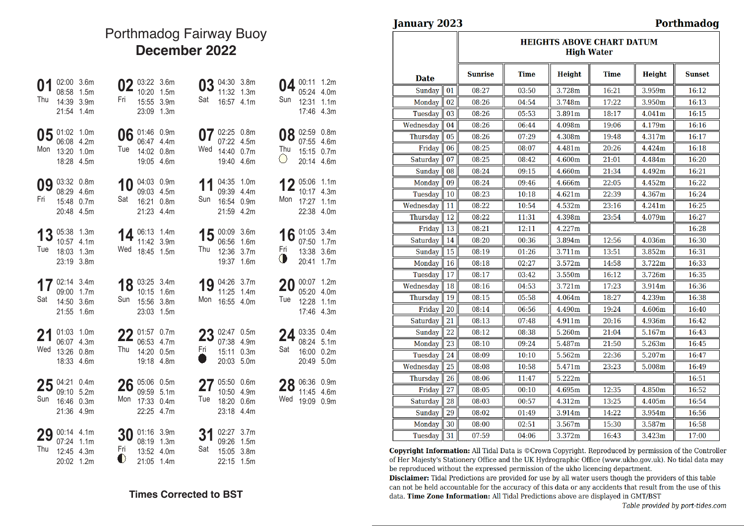# Porthmadog Fairway Buoy

## December 2022

| Date | Day | Time | Height |
|---|---|---|---|
| 01 | Thu | 02:00 | 3.6m |
| | | 08:58 | 1.5m |
| | | 14:39 | 3.9m |
| | | 21:54 | 1.4m |
| 02 | Fri | 03:22 | 3.6m |
| | | 10:20 | 1.5m |
| | | 15:55 | 3.9m |
| | | 23:09 | 1.3m |
| 03 | Sat | 04:30 | 3.8m |
| | | 11:32 | 1.3m |
| | | 16:57 | 4.1m |
| 04 | Sun | 00:11 | 1.2m |
| | | 05:24 | 4.0m |
| | | 12:31 | 1.1m |
| | | 17:46 | 4.3m |
| 05 | Mon | 01:02 | 1.0m |
| | | 06:08 | 4.2m |
| | | 13:20 | 1.0m |
| | | 18:28 | 4.5m |
| 06 | Tue | 01:46 | 0.9m |
| | | 06:47 | 4.4m |
| | | 14:02 | 0.8m |
| | | 19:05 | 4.6m |
| 07 | Wed | 02:25 | 0.8m |
| | | 07:22 | 4.5m |
| | | 14:40 | 0.7m |
| | | 19:40 | 4.6m |
| 08 | Thu ○ | 02:59 | 0.8m |
| | | 07:55 | 4.6m |
| | | 15:15 | 0.7m |
| | | 20:14 | 4.6m |
| 09 | Fri | 03:32 | 0.8m |
| | | 08:29 | 4.6m |
| | | 15:48 | 0.7m |
| | | 20:48 | 4.5m |
| 10 | Sat | 04:03 | 0.9m |
| | | 09:03 | 4.5m |
| | | 16:21 | 0.8m |
| | | 21:23 | 4.4m |
| 11 | Sun | 04:35 | 1.0m |
| | | 09:39 | 4.4m |
| | | 16:54 | 0.9m |
| | | 21:59 | 4.2m |
| 12 | Mon | 05:06 | 1.1m |
| | | 10:17 | 4.3m |
| | | 17:27 | 1.1m |
| | | 22:38 | 4.0m |
| 13 | Tue | 05:38 | 1.3m |
| | | 10:57 | 4.1m |
| | | 18:03 | 1.3m |
| | | 23:19 | 3.8m |
| 14 | Wed | 06:13 | 1.4m |
| | | 11:42 | 3.9m |
| | | 18:45 | 1.5m |
| 15 | Thu | 00:09 | 3.6m |
| | | 06:56 | 1.6m |
| | | 12:36 | 3.7m |
| | | 19:37 | 1.6m |
| 16 | Fri ◑ | 01:05 | 3.4m |
| | | 07:50 | 1.7m |
| | | 13:38 | 3.6m |
| | | 20:41 | 1.7m |
| 17 | Sat | 02:14 | 3.4m |
| | | 09:00 | 1.7m |
| | | 14:50 | 3.6m |
| | | 21:55 | 1.6m |
| 18 | Sun | 03:25 | 3.4m |
| | | 10:15 | 1.6m |
| | | 15:56 | 3.8m |
| | | 23:03 | 1.5m |
| 19 | Mon | 04:26 | 3.7m |
| | | 11:25 | 1.4m |
| | | 16:55 | 4.0m |
| 20 | Tue | 00:07 | 1.2m |
| | | 05:20 | 4.0m |
| | | 12:28 | 1.1m |
| | | 17:46 | 4.3m |
| 21 | Wed | 01:03 | 1.0m |
| | | 06:07 | 4.3m |
| | | 13:26 | 0.8m |
| | | 18:33 | 4.6m |
| 22 | Thu | 01:57 | 0.7m |
| | | 06:53 | 4.7m |
| | | 14:20 | 0.5m |
| | | 19:18 | 4.8m |
| 23 | Fri ● | 02:47 | 0.5m |
| | | 07:38 | 4.9m |
| | | 15:11 | 0.3m |
| | | 20:03 | 5.0m |
| 24 | Sat | 03:35 | 0.4m |
| | | 08:24 | 5.1m |
| | | 16:00 | 0.2m |
| | | 20:49 | 5.0m |
| 25 | Sun | 04:21 | 0.4m |
| | | 09:10 | 5.2m |
| | | 16:46 | 0.3m |
| | | 21:36 | 4.9m |
| 26 | Mon | 05:06 | 0.5m |
| | | 09:59 | 5.1m |
| | | 17:33 | 0.4m |
| | | 22:25 | 4.7m |
| 27 | Tue | 05:50 | 0.6m |
| | | 10:50 | 4.9m |
| | | 18:20 | 0.6m |
| | | 23:18 | 4.4m |
| 28 | Wed | 06:36 | 0.9m |
| | | 11:45 | 4.6m |
| | | 19:09 | 0.9m |
| 29 | Thu | 00:14 | 4.1m |
| | | 07:24 | 1.1m |
| | | 12:45 | 4.3m |
| | | 20:02 | 1.2m |
| 30 | Fri ◐ | 01:16 | 3.9m |
| | | 08:19 | 1.3m |
| | | 13:52 | 4.0m |
| | | 21:05 | 1.4m |
| 31 | Sat | 02:27 | 3.7m |
| | | 09:26 | 1.5m |
| | | 15:05 | 3.8m |
| | | 22:15 | 1.5m |

**Times Corrected to BST**

## January 2023 — Porthmadog

| Date | | HEIGHTS ABOVE CHART DATUM High Water | | | | | |
|---|---|---|---|---|---|---|---|
| | | Sunrise | Time | Height | Time | Height | Sunset |
| Sunday | 01 | 08:27 | 03:50 | 3.728m | 16:21 | 3.959m | 16:12 |
| Monday | 02 | 08:26 | 04:54 | 3.748m | 17:22 | 3.950m | 16:13 |
| Tuesday | 03 | 08:26 | 05:53 | 3.891m | 18:17 | 4.041m | 16:15 |
| Wednesday | 04 | 08:26 | 06:44 | 4.098m | 19:06 | 4.179m | 16:16 |
| Thursday | 05 | 08:26 | 07:29 | 4.308m | 19:48 | 4.317m | 16:17 |
| Friday | 06 | 08:25 | 08:07 | 4.481m | 20:26 | 4.424m | 16:18 |
| Saturday | 07 | 08:25 | 08:42 | 4.600m | 21:01 | 4.484m | 16:20 |
| Sunday | 08 | 08:24 | 09:15 | 4.660m | 21:34 | 4.492m | 16:21 |
| Monday | 09 | 08:24 | 09:46 | 4.666m | 22:05 | 4.452m | 16:22 |
| Tuesday | 10 | 08:23 | 10:18 | 4.621m | 22:39 | 4.367m | 16:24 |
| Wednesday | 11 | 08:22 | 10:54 | 4.532m | 23:16 | 4.241m | 16:25 |
| Thursday | 12 | 08:22 | 11:31 | 4.398m | 23:54 | 4.079m | 16:27 |
| Friday | 13 | 08:21 | 12:11 | 4.227m | | | 16:28 |
| Saturday | 14 | 08:20 | 00:36 | 3.894m | 12:56 | 4.036m | 16:30 |
| Sunday | 15 | 08:19 | 01:26 | 3.711m | 13:51 | 3.852m | 16:31 |
| Monday | 16 | 08:18 | 02:27 | 3.572m | 14:58 | 3.722m | 16:33 |
| Tuesday | 17 | 08:17 | 03:42 | 3.550m | 16:12 | 3.726m | 16:35 |
| Wednesday | 18 | 08:16 | 04:53 | 3.721m | 17:23 | 3.914m | 16:36 |
| Thursday | 19 | 08:15 | 05:58 | 4.064m | 18:27 | 4.239m | 16:38 |
| Friday | 20 | 08:14 | 06:56 | 4.490m | 19:24 | 4.606m | 16:40 |
| Saturday | 21 | 08:13 | 07:48 | 4.911m | 20:16 | 4.936m | 16:42 |
| Sunday | 22 | 08:12 | 08:38 | 5.260m | 21:04 | 5.167m | 16:43 |
| Monday | 23 | 08:10 | 09:24 | 5.487m | 21:50 | 5.263m | 16:45 |
| Tuesday | 24 | 08:09 | 10:10 | 5.562m | 22:36 | 5.207m | 16:47 |
| Wednesday | 25 | 08:08 | 10:58 | 5.471m | 23:23 | 5.008m | 16:49 |
| Thursday | 26 | 08:06 | 11:47 | 5.222m | | | 16:51 |
| Friday | 27 | 08:05 | 00:10 | 4.695m | 12:35 | 4.850m | 16:52 |
| Saturday | 28 | 08:03 | 00:57 | 4.312m | 13:25 | 4.405m | 16:54 |
| Sunday | 29 | 08:02 | 01:49 | 3.914m | 14:22 | 3.954m | 16:56 |
| Monday | 30 | 08:00 | 02:51 | 3.567m | 15:30 | 3.587m | 16:58 |
| Tuesday | 31 | 07:59 | 04:06 | 3.372m | 16:43 | 3.423m | 17:00 |

**Copyright Information:** All Tidal Data is ©Crown Copyright. Reproduced by permission of the Controller of Her Majesty's Stationery Office and the UK Hydrographic Office (www.ukho.gov.uk). No tidal data may be reproduced without the expressed permission of the ukho licencing department.
**Disclaimer:** Tidal Predictions are provided for use by all water users though the providers of this table can not be held accountable for the accuracy of this data or any accidents that result from the use of this data. **Time Zone Information:** All Tidal Predictions above are displayed in GMT/BST

*Table provided by port-tides.com*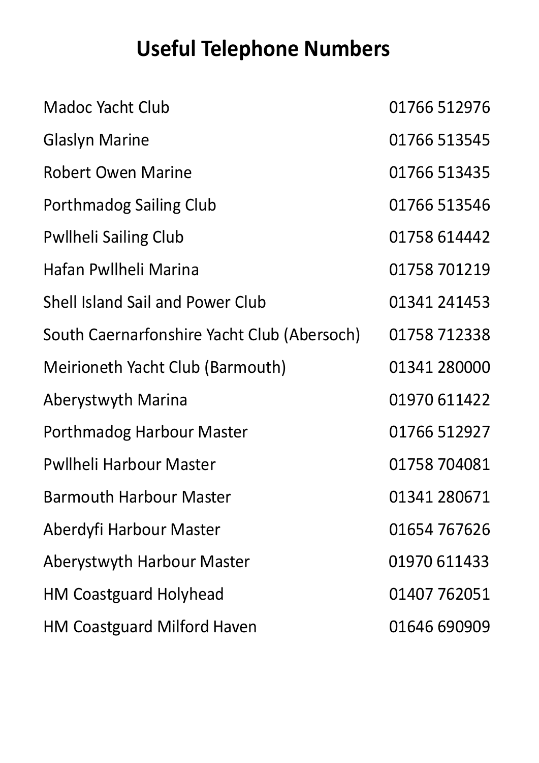# Useful Telephone Numbers

| | |
|---|---|
| Madoc Yacht Club | 01766 512976 |
| Glaslyn Marine | 01766 513545 |
| Robert Owen Marine | 01766 513435 |
| Porthmadog Sailing Club | 01766 513546 |
| Pwllheli Sailing Club | 01758 614442 |
| Hafan Pwllheli Marina | 01758 701219 |
| Shell Island Sail and Power Club | 01341 241453 |
| South Caernarfonshire Yacht Club (Abersoch) | 01758 712338 |
| Meirioneth Yacht Club (Barmouth) | 01341 280000 |
| Aberystwyth Marina | 01970 611422 |
| Porthmadog Harbour Master | 01766 512927 |
| Pwllheli Harbour Master | 01758 704081 |
| Barmouth Harbour Master | 01341 280671 |
| Aberdyfi Harbour Master | 01654 767626 |
| Aberystwyth Harbour Master | 01970 611433 |
| HM Coastguard Holyhead | 01407 762051 |
| HM Coastguard Milford Haven | 01646 690909 |